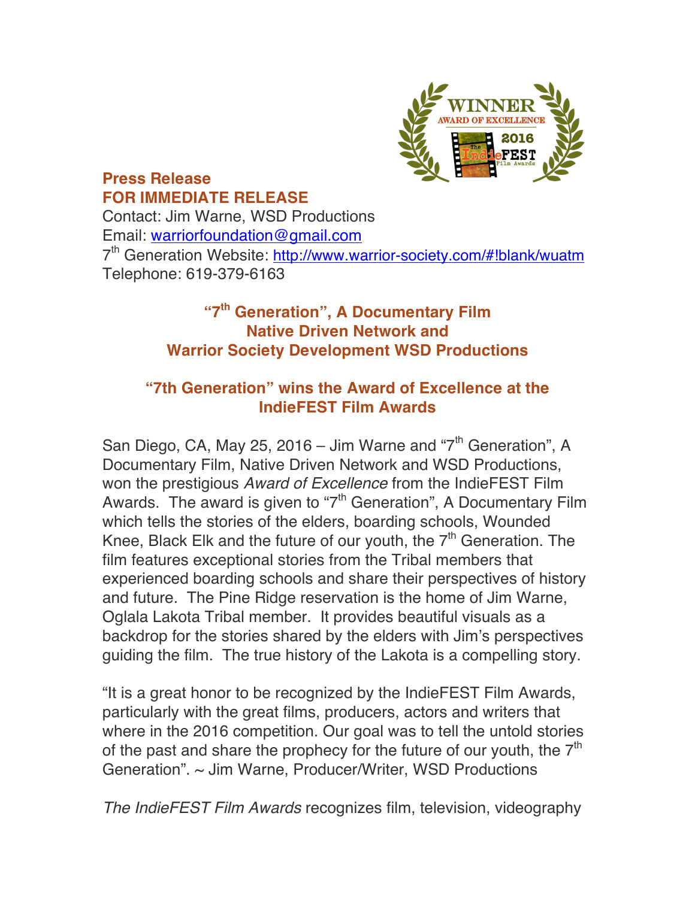**Press Release**
**FOR IMMEDIATE RELEASE**

Contact: Jim Warne, WSD Productions
Email: warriorfoundation@gmail.com
7th Generation Website: http://www.warrior-society.com/#!blank/wuatm
Telephone: 619-379-6163

## "7th Generation", A Documentary Film
## Native Driven Network and
## Warrior Society Development WSD Productions

## "7th Generation" wins the Award of Excellence at the IndieFEST Film Awards

San Diego, CA, May 25, 2016 – Jim Warne and "7th Generation", A Documentary Film, Native Driven Network and WSD Productions, won the prestigious *Award of Excellence* from the IndieFEST Film Awards. The award is given to "7th Generation", A Documentary Film which tells the stories of the elders, boarding schools, Wounded Knee, Black Elk and the future of our youth, the 7th Generation. The film features exceptional stories from the Tribal members that experienced boarding schools and share their perspectives of history and future. The Pine Ridge reservation is the home of Jim Warne, Oglala Lakota Tribal member. It provides beautiful visuals as a backdrop for the stories shared by the elders with Jim's perspectives guiding the film. The true history of the Lakota is a compelling story.

"It is a great honor to be recognized by the IndieFEST Film Awards, particularly with the great films, producers, actors and writers that where in the 2016 competition. Our goal was to tell the untold stories of the past and share the prophecy for the future of our youth, the 7th Generation". ~ Jim Warne, Producer/Writer, WSD Productions

*The IndieFEST Film Awards* recognizes film, television, videography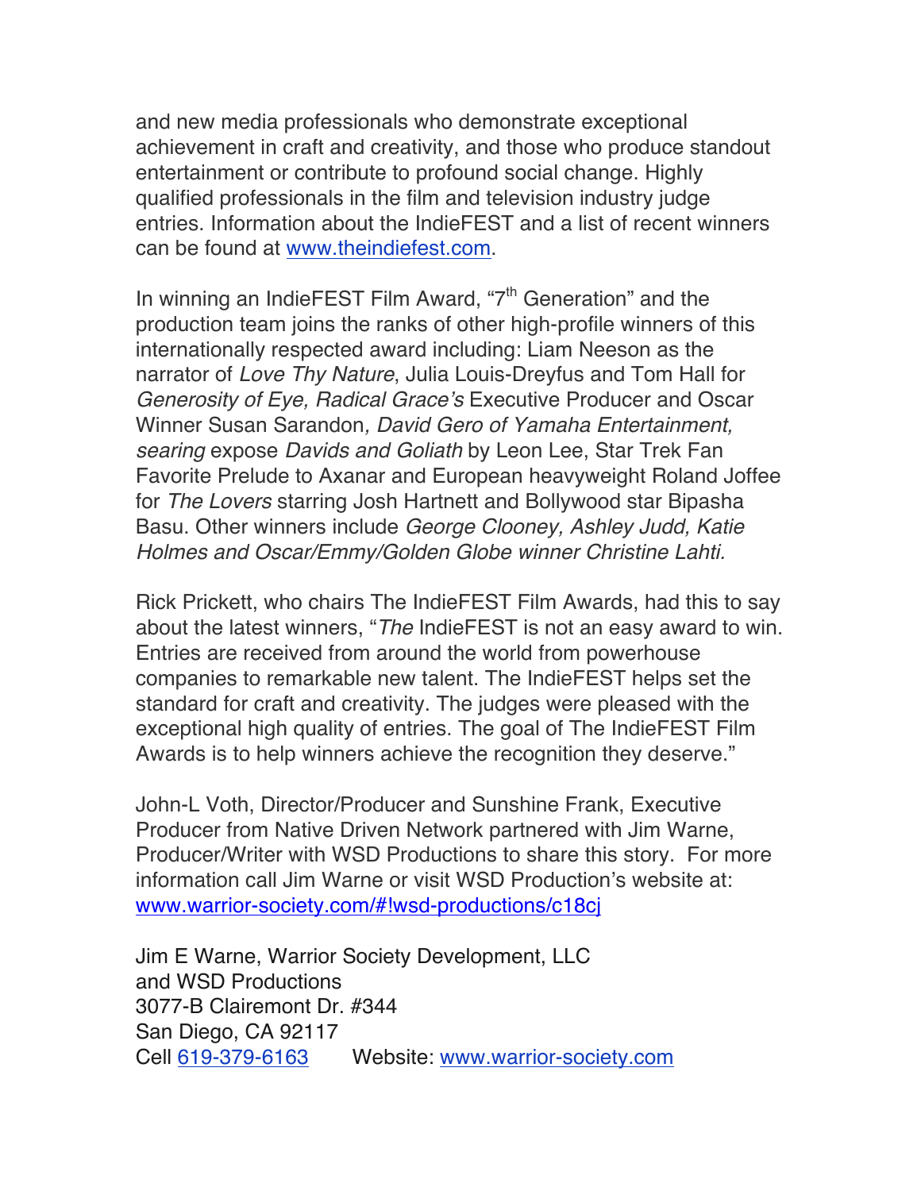and new media professionals who demonstrate exceptional achievement in craft and creativity, and those who produce standout entertainment or contribute to profound social change. Highly qualified professionals in the film and television industry judge entries. Information about the IndieFEST and a list of recent winners can be found at [www.theindiefest.com](http://www.theindiefest.com).

In winning an IndieFEST Film Award, "7th Generation" and the production team joins the ranks of other high-profile winners of this internationally respected award including: Liam Neeson as the narrator of *Love Thy Nature*, Julia Louis-Dreyfus and Tom Hall for *Generosity of Eye, Radical Grace's* Executive Producer and Oscar Winner Susan Sarandon*, David Gero of Yamaha Entertainment, searing* expose *Davids and Goliath* by Leon Lee, Star Trek Fan Favorite Prelude to Axanar and European heavyweight Roland Joffee for *The Lovers* starring Josh Hartnett and Bollywood star Bipasha Basu. Other winners include *George Clooney, Ashley Judd, Katie Holmes and Oscar/Emmy/Golden Globe winner Christine Lahti.*

Rick Prickett, who chairs The IndieFEST Film Awards, had this to say about the latest winners, "*The* IndieFEST is not an easy award to win. Entries are received from around the world from powerhouse companies to remarkable new talent. The IndieFEST helps set the standard for craft and creativity. The judges were pleased with the exceptional high quality of entries. The goal of The IndieFEST Film Awards is to help winners achieve the recognition they deserve."

John-L Voth, Director/Producer and Sunshine Frank, Executive Producer from Native Driven Network partnered with Jim Warne, Producer/Writer with WSD Productions to share this story. For more information call Jim Warne or visit WSD Production's website at: [www.warrior-society.com/#!wsd-productions/c18cj](http://www.warrior-society.com/#!wsd-productions/c18cj)

Jim E Warne, Warrior Society Development, LLC
and WSD Productions
3077-B Clairemont Dr. #344
San Diego, CA 92117
Cell 619-379-6163 Website: [www.warrior-society.com](http://www.warrior-society.com)